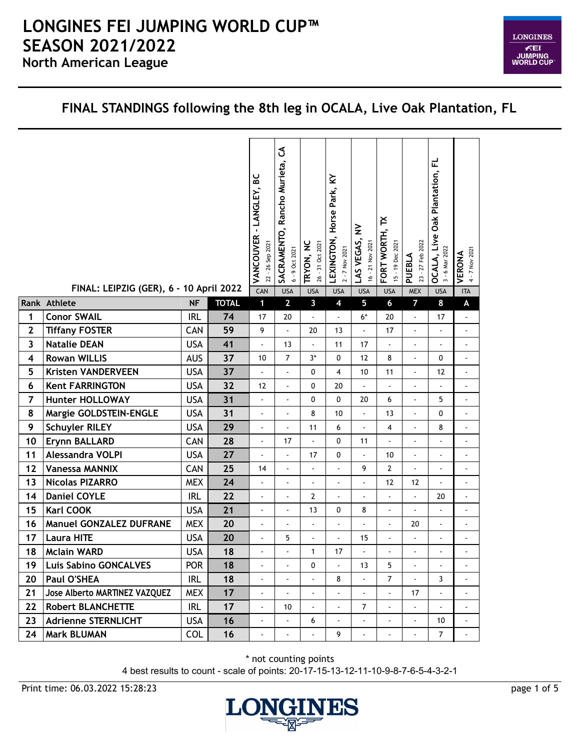# LONGINES FEI JUMPING WORLD CUP™ SEASON 2021/2022

## North American League

## FINAL STANDINGS following the 8th leg in OCALA, Live Oak Plantation, FL

FINAL: LEIPZIG (GER), 6 - 10 April 2022

| | | | | VANCOUVER - LANGLEY, BC 22 - 26 Sep 2021 | SACRAMENTO, Rancho Murieta, CA 6 - 9 Oct 2021 | TRYON, NC 26 - 31 Oct 2021 | LEXINGTON, Horse Park, KY 2 - 7 Nov 2021 | LAS VEGAS, NV 16 - 21 Nov 2021 | FORT WORTH, TX 15 - 19 Dec 2021 | PUEBLA 23 - 27 Feb 2022 | OCALA, Live Oak Plantation, FL 3 - 6 Mar 2022 | VERONA 4 - 7 Nov 2021 |
|---|---|---|---|---|---|---|---|---|---|---|---|---|
| | | | | CAN | USA | USA | USA | USA | USA | MEX | USA | ITA |
| Rank | Athlete | NF | TOTAL | 1 | 2 | 3 | 4 | 5 | 6 | 7 | 8 | A |
| 1 | Conor SWAIL | IRL | 74 | 17 | 20 | - | - | 6* | 20 | - | 17 | - |
| 2 | Tiffany FOSTER | CAN | 59 | 9 | - | 20 | 13 | - | 17 | - | - | - |
| 3 | Natalie DEAN | USA | 41 | - | 13 | - | 11 | 17 | - | - | - | - |
| 4 | Rowan WILLIS | AUS | 37 | 10 | 7 | 3* | 0 | 12 | 8 | - | 0 | - |
| 5 | Kristen VANDERVEEN | USA | 37 | - | - | 0 | 4 | 10 | 11 | - | 12 | - |
| 6 | Kent FARRINGTON | USA | 32 | 12 | - | 0 | 20 | - | - | - | - | - |
| 7 | Hunter HOLLOWAY | USA | 31 | - | - | 0 | 0 | 20 | 6 | - | 5 | - |
| 8 | Margie GOLDSTEIN-ENGLE | USA | 31 | - | - | 8 | 10 | - | 13 | - | 0 | - |
| 9 | Schuyler RILEY | USA | 29 | - | - | 11 | 6 | - | 4 | - | 8 | - |
| 10 | Erynn BALLARD | CAN | 28 | - | 17 | - | 0 | 11 | - | - | - | - |
| 11 | Alessandra VOLPI | USA | 27 | - | - | 17 | 0 | - | 10 | - | - | - |
| 12 | Vanessa MANNIX | CAN | 25 | 14 | - | - | - | 9 | 2 | - | - | - |
| 13 | Nicolas PIZARRO | MEX | 24 | - | - | - | - | - | 12 | 12 | - | - |
| 14 | Daniel COYLE | IRL | 22 | - | - | 2 | - | - | - | - | 20 | - |
| 15 | Karl COOK | USA | 21 | - | - | 13 | 0 | 8 | - | - | - | - |
| 16 | Manuel GONZALEZ DUFRANE | MEX | 20 | - | - | - | - | - | - | 20 | - | - |
| 17 | Laura HITE | USA | 20 | - | 5 | - | - | 15 | - | - | - | - |
| 18 | Mclain WARD | USA | 18 | - | - | 1 | 17 | - | - | - | - | - |
| 19 | Luis Sabino GONCALVES | POR | 18 | - | - | 0 | - | 13 | 5 | - | - | - |
| 20 | Paul O'SHEA | IRL | 18 | - | - | - | 8 | - | 7 | - | 3 | - |
| 21 | Jose Alberto MARTINEZ VAZQUEZ | MEX | 17 | - | - | - | - | - | - | 17 | - | - |
| 22 | Robert BLANCHETTE | IRL | 17 | - | 10 | - | - | 7 | - | - | - | - |
| 23 | Adrienne STERNLICHT | USA | 16 | - | - | 6 | - | - | - | - | 10 | - |
| 24 | Mark BLUMAN | COL | 16 | - | - | - | 9 | - | - | - | 7 | - |

\* not counting points

4 best results to count - scale of points: 20-17-15-13-12-11-10-9-8-7-6-5-4-3-2-1

Print time: 06.03.2022 15:28:23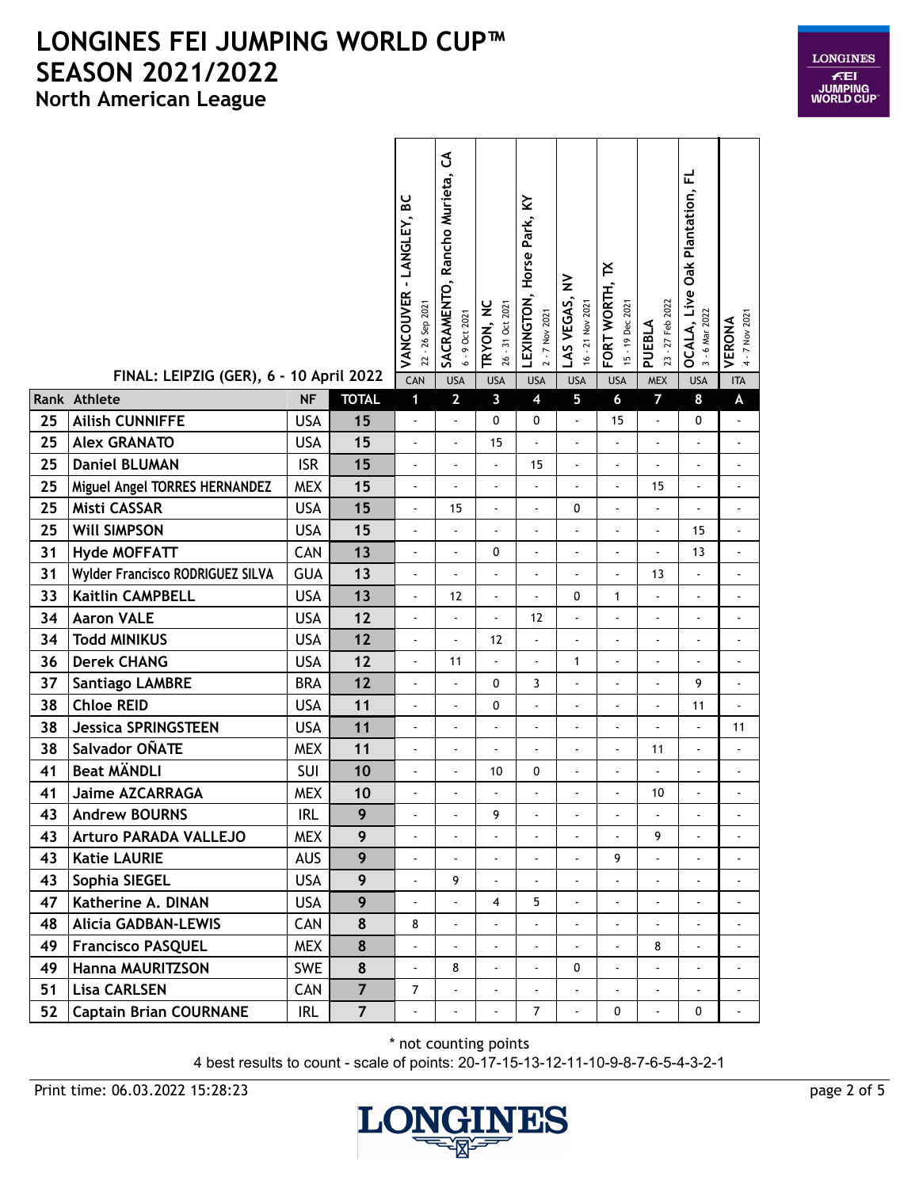# LONGINES FEI JUMPING WORLD CUP™ SEASON 2021/2022

## North American League

FINAL: LEIPZIG (GER), 6 - 10 April 2022

| Rank | Athlete | NF | TOTAL | VANCOUVER - LANGLEY, BC 22 - 26 Sep 2021 CAN 1 | SACRAMENTO, Rancho Murieta, CA 6 - 9 Oct 2021 USA 2 | TRYON, NC 26 - 31 Oct 2021 USA 3 | LEXINGTON, Horse Park, KY 2 - 7 Nov 2021 USA 4 | LAS VEGAS, NV 16 - 21 Nov 2021 USA 5 | FORT WORTH, TX 15 - 19 Dec 2021 USA 6 | PUEBLA 23 - 27 Feb 2022 MEX 7 | OCALA, Live Oak Plantation, FL 3 - 6 Mar 2022 USA 8 | VERONA 4 - 7 Nov 2021 ITA A |
|---|---|---|---|---|---|---|---|---|---|---|---|---|
| 25 | Ailish CUNNIFFE | USA | 15 | - | - | 0 | 0 | - | 15 | - | 0 | - |
| 25 | Alex GRANATO | USA | 15 | - | - | 15 | - | - | - | - | - | - |
| 25 | Daniel BLUMAN | ISR | 15 | - | - | - | 15 | - | - | - | - | - |
| 25 | Miguel Angel TORRES HERNANDEZ | MEX | 15 | - | - | - | - | - | - | 15 | - | - |
| 25 | Misti CASSAR | USA | 15 | - | 15 | - | - | 0 | - | - | - | - |
| 25 | Will SIMPSON | USA | 15 | - | - | - | - | - | - | - | 15 | - |
| 31 | Hyde MOFFATT | CAN | 13 | - | - | 0 | - | - | - | - | 13 | - |
| 31 | Wylder Francisco RODRIGUEZ SILVA | GUA | 13 | - | - | - | - | - | - | 13 | - | - |
| 33 | Kaitlin CAMPBELL | USA | 13 | - | 12 | - | - | 0 | 1 | - | - | - |
| 34 | Aaron VALE | USA | 12 | - | - | - | 12 | - | - | - | - | - |
| 34 | Todd MINIKUS | USA | 12 | - | - | 12 | - | - | - | - | - | - |
| 36 | Derek CHANG | USA | 12 | - | 11 | - | - | 1 | - | - | - | - |
| 37 | Santiago LAMBRE | BRA | 12 | - | - | 0 | 3 | - | - | - | 9 | - |
| 38 | Chloe REID | USA | 11 | - | - | 0 | - | - | - | - | 11 | - |
| 38 | Jessica SPRINGSTEEN | USA | 11 | - | - | - | - | - | - | - | - | 11 |
| 38 | Salvador OÑATE | MEX | 11 | - | - | - | - | - | - | 11 | - | - |
| 41 | Beat MÄNDLI | SUI | 10 | - | - | 10 | 0 | - | - | - | - | - |
| 41 | Jaime AZCARRAGA | MEX | 10 | - | - | - | - | - | - | 10 | - | - |
| 43 | Andrew BOURNS | IRL | 9 | - | - | 9 | - | - | - | - | - | - |
| 43 | Arturo PARADA VALLEJO | MEX | 9 | - | - | - | - | - | - | 9 | - | - |
| 43 | Katie LAURIE | AUS | 9 | - | - | - | - | - | 9 | - | - | - |
| 43 | Sophia SIEGEL | USA | 9 | - | 9 | - | - | - | - | - | - | - |
| 47 | Katherine A. DINAN | USA | 9 | - | - | 4 | 5 | - | - | - | - | - |
| 48 | Alicia GADBAN-LEWIS | CAN | 8 | 8 | - | - | - | - | - | - | - | - |
| 49 | Francisco PASQUEL | MEX | 8 | - | - | - | - | - | - | 8 | - | - |
| 49 | Hanna MAURITZSON | SWE | 8 | - | 8 | - | - | 0 | - | - | - | - |
| 51 | Lisa CARLSEN | CAN | 7 | 7 | - | - | - | - | - | - | - | - |
| 52 | Captain Brian COURNANE | IRL | 7 | - | - | - | 7 | - | 0 | - | 0 | - |

\* not counting points

4 best results to count - scale of points: 20-17-15-13-12-11-10-9-8-7-6-5-4-3-2-1

Print time: 06.03.2022 15:28:23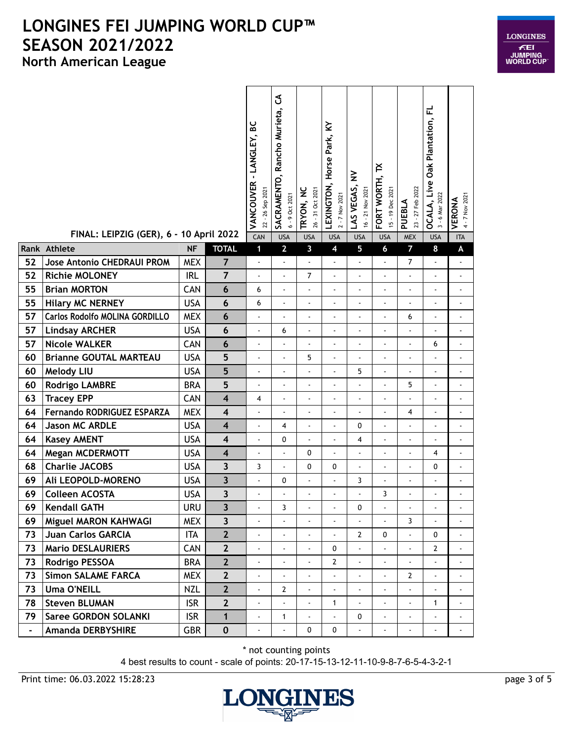# LONGINES FEI JUMPING WORLD CUP™ SEASON 2021/2022

## North American League

FINAL: LEIPZIG (GER), 6 - 10 April 2022

| Rank | Athlete | NF | TOTAL | VANCOUVER - LANGLEY, BC 22 - 26 Sep 2021 CAN 1 | SACRAMENTO, Rancho Murieta, CA 6 - 9 Oct 2021 USA 2 | TRYON, NC 26 - 31 Oct 2021 USA 3 | LEXINGTON, Horse Park, KY 2 - 7 Nov 2021 USA 4 | LAS VEGAS, NV 16 - 21 Nov 2021 USA 5 | FORT WORTH, TX 15 - 19 Dec 2021 USA 6 | PUEBLA 23 - 27 Feb 2022 MEX 7 | OCALA, Live Oak Plantation, FL 3 - 6 Mar 2022 USA 8 | VERONA 4 - 7 Nov 2021 ITA A |
|---|---|---|---|---|---|---|---|---|---|---|---|---|
| 52 | Jose Antonio CHEDRAUI PROM | MEX | 7 | - | - | - | - | - | - | 7 | - | - |
| 52 | Richie MOLONEY | IRL | 7 | - | - | 7 | - | - | - | - | - | - |
| 55 | Brian MORTON | CAN | 6 | 6 | - | - | - | - | - | - | - | - |
| 55 | Hilary MC NERNEY | USA | 6 | 6 | - | - | - | - | - | - | - | - |
| 57 | Carlos Rodolfo MOLINA GORDILLO | MEX | 6 | - | - | - | - | - | - | 6 | - | - |
| 57 | Lindsay ARCHER | USA | 6 | - | 6 | - | - | - | - | - | - | - |
| 57 | Nicole WALKER | CAN | 6 | - | - | - | - | - | - | - | 6 | - |
| 60 | Brianne GOUTAL MARTEAU | USA | 5 | - | - | 5 | - | - | - | - | - | - |
| 60 | Melody LIU | USA | 5 | - | - | - | - | 5 | - | - | - | - |
| 60 | Rodrigo LAMBRE | BRA | 5 | - | - | - | - | - | - | 5 | - | - |
| 63 | Tracey EPP | CAN | 4 | 4 | - | - | - | - | - | - | - | - |
| 64 | Fernando RODRIGUEZ ESPARZA | MEX | 4 | - | - | - | - | - | - | 4 | - | - |
| 64 | Jason MC ARDLE | USA | 4 | - | 4 | - | - | 0 | - | - | - | - |
| 64 | Kasey AMENT | USA | 4 | - | 0 | - | - | 4 | - | - | - | - |
| 64 | Megan MCDERMOTT | USA | 4 | - | - | 0 | - | - | - | - | 4 | - |
| 68 | Charlie JACOBS | USA | 3 | 3 | - | 0 | 0 | - | - | - | 0 | - |
| 69 | Ali LEOPOLD-MORENO | USA | 3 | - | 0 | - | - | 3 | - | - | - | - |
| 69 | Colleen ACOSTA | USA | 3 | - | - | - | - | - | 3 | - | - | - |
| 69 | Kendall GATH | URU | 3 | - | 3 | - | - | 0 | - | - | - | - |
| 69 | Miguel MARON KAHWAGI | MEX | 3 | - | - | - | - | - | - | 3 | - | - |
| 73 | Juan Carlos GARCIA | ITA | 2 | - | - | - | - | 2 | 0 | - | 0 | - |
| 73 | Mario DESLAURIERS | CAN | 2 | - | - | - | 0 | - | - | - | 2 | - |
| 73 | Rodrigo PESSOA | BRA | 2 | - | - | - | 2 | - | - | - | - | - |
| 73 | Simon SALAME FARCA | MEX | 2 | - | - | - | - | - | - | 2 | - | - |
| 73 | Uma O'NEILL | NZL | 2 | - | 2 | - | - | - | - | - | - | - |
| 78 | Steven BLUMAN | ISR | 2 | - | - | - | 1 | - | - | - | 1 | - |
| 79 | Saree GORDON SOLANKI | ISR | 1 | - | 1 | - | - | 0 | - | - | - | - |
| - | Amanda DERBYSHIRE | GBR | 0 | - | - | 0 | 0 | - | - | - | - | - |

\* not counting points

4 best results to count - scale of points: 20-17-15-13-12-11-10-9-8-7-6-5-4-3-2-1

Print time: 06.03.2022 15:28:23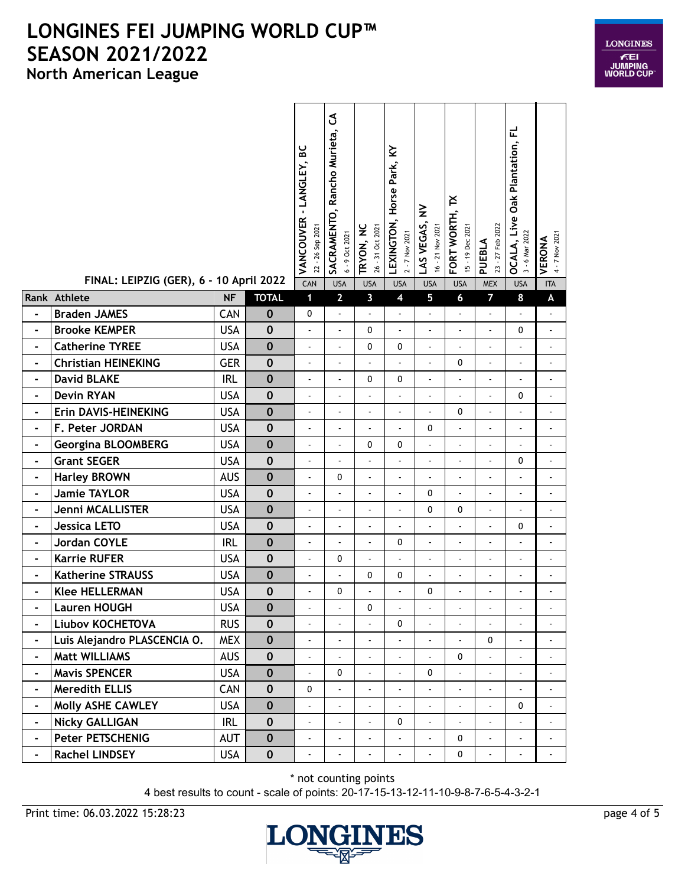# LONGINES FEI JUMPING WORLD CUP™
# SEASON 2021/2022
## North American League

FINAL: LEIPZIG (GER), 6 - 10 April 2022

| Rank | Athlete | NF | TOTAL | 1 VANCOUVER - LANGLEY, BC 22 - 26 Sep 2021 CAN | 2 SACRAMENTO, Rancho Murieta, CA 6 - 9 Oct 2021 USA | 3 TRYON, NC 26 - 31 Oct 2021 USA | 4 LEXINGTON, Horse Park, KY 2 - 7 Nov 2021 USA | 5 LAS VEGAS, NV 16 - 21 Nov 2021 USA | 6 FORT WORTH, TX 15 - 19 Dec 2021 USA | 7 PUEBLA 23 - 27 Feb 2022 MEX | 8 OCALA, Live Oak Plantation, FL 3 - 6 Mar 2022 USA | A VERONA 4 - 7 Nov 2021 ITA |
|---|---|---|---|---|---|---|---|---|---|---|---|---|
| - | Braden JAMES | CAN | 0 | 0 | - | - | - | - | - | - | - | - |
| - | Brooke KEMPER | USA | 0 | - | - | 0 | - | - | - | - | 0 | - |
| - | Catherine TYREE | USA | 0 | - | - | 0 | 0 | - | - | - | - | - |
| - | Christian HEINEKING | GER | 0 | - | - | - | - | - | 0 | - | - | - |
| - | David BLAKE | IRL | 0 | - | - | 0 | 0 | - | - | - | - | - |
| - | Devin RYAN | USA | 0 | - | - | - | - | - | - | - | 0 | - |
| - | Erin DAVIS-HEINEKING | USA | 0 | - | - | - | - | - | 0 | - | - | - |
| - | F. Peter JORDAN | USA | 0 | - | - | - | - | 0 | - | - | - | - |
| - | Georgina BLOOMBERG | USA | 0 | - | - | 0 | 0 | - | - | - | - | - |
| - | Grant SEGER | USA | 0 | - | - | - | - | - | - | - | 0 | - |
| - | Harley BROWN | AUS | 0 | - | 0 | - | - | - | - | - | - | - |
| - | Jamie TAYLOR | USA | 0 | - | - | - | - | 0 | - | - | - | - |
| - | Jenni MCALLISTER | USA | 0 | - | - | - | - | 0 | 0 | - | - | - |
| - | Jessica LETO | USA | 0 | - | - | - | - | - | - | - | 0 | - |
| - | Jordan COYLE | IRL | 0 | - | - | - | 0 | - | - | - | - | - |
| - | Karrie RUFER | USA | 0 | - | 0 | - | - | - | - | - | - | - |
| - | Katherine STRAUSS | USA | 0 | - | - | 0 | 0 | - | - | - | - | - |
| - | Klee HELLERMAN | USA | 0 | - | 0 | - | - | 0 | - | - | - | - |
| - | Lauren HOUGH | USA | 0 | - | - | 0 | - | - | - | - | - | - |
| - | Liubov KOCHETOVA | RUS | 0 | - | - | - | 0 | - | - | - | - | - |
| - | Luis Alejandro PLASCENCIA O. | MEX | 0 | - | - | - | - | - | - | 0 | - | - |
| - | Matt WILLIAMS | AUS | 0 | - | - | - | - | - | 0 | - | - | - |
| - | Mavis SPENCER | USA | 0 | - | 0 | - | - | 0 | - | - | - | - |
| - | Meredith ELLIS | CAN | 0 | 0 | - | - | - | - | - | - | - | - |
| - | Molly ASHE CAWLEY | USA | 0 | - | - | - | - | - | - | - | 0 | - |
| - | Nicky GALLIGAN | IRL | 0 | - | - | - | 0 | - | - | - | - | - |
| - | Peter PETSCHENIG | AUT | 0 | - | - | - | - | - | 0 | - | - | - |
| - | Rachel LINDSEY | USA | 0 | - | - | - | - | - | 0 | - | - | - |

\* not counting points

4 best results to count - scale of points: 20-17-15-13-12-11-10-9-8-7-6-5-4-3-2-1

Print time: 06.03.2022 15:28:23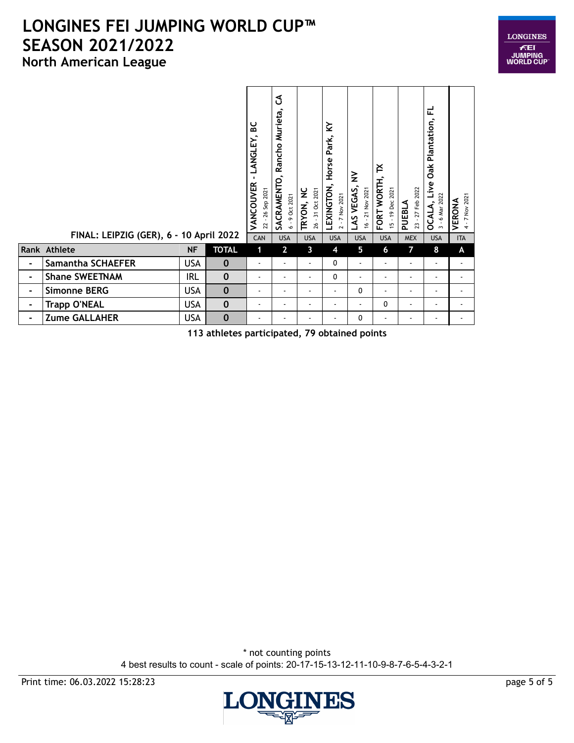# LONGINES FEI JUMPING WORLD CUP™ SEASON 2021/2022

## North American League

FINAL: LEIPZIG (GER), 6 - 10 April 2022

| Rank | Athlete | NF | TOTAL | 1 VANCOUVER - LANGLEY, BC 22 - 26 Sep 2021 CAN | 2 SACRAMENTO, Rancho Murieta, CA 6 - 9 Oct 2021 USA | 3 TRYON, NC 26 - 31 Oct 2021 USA | 4 LEXINGTON, Horse Park, KY 2 - 7 Nov 2021 USA | 5 LAS VEGAS, NV 16 - 21 Nov 2021 USA | 6 FORT WORTH, TX 15 - 19 Dec 2021 USA | 7 PUEBLA 23 - 27 Feb 2022 MEX | 8 OCALA, Live Oak Plantation, FL 3 - 6 Mar 2022 USA | A VERONA 4 - 7 Nov 2021 ITA |
|---|---|---|---|---|---|---|---|---|---|---|---|---|
| - | Samantha SCHAEFER | USA | 0 | - | - | - | 0 | - | - | - | - | - |
| - | Shane SWEETNAM | IRL | 0 | - | - | - | 0 | - | - | - | - | - |
| - | Simonne BERG | USA | 0 | - | - | - | - | 0 | - | - | - | - |
| - | Trapp O'NEAL | USA | 0 | - | - | - | - | - | 0 | - | - | - |
| - | Zume GALLAHER | USA | 0 | - | - | - | - | 0 | - | - | - | - |

**113 athletes participated, 79 obtained points**

* not counting points

4 best results to count - scale of points: 20-17-15-13-12-11-10-9-8-7-6-5-4-3-2-1

Print time: 06.03.2022 15:28:23